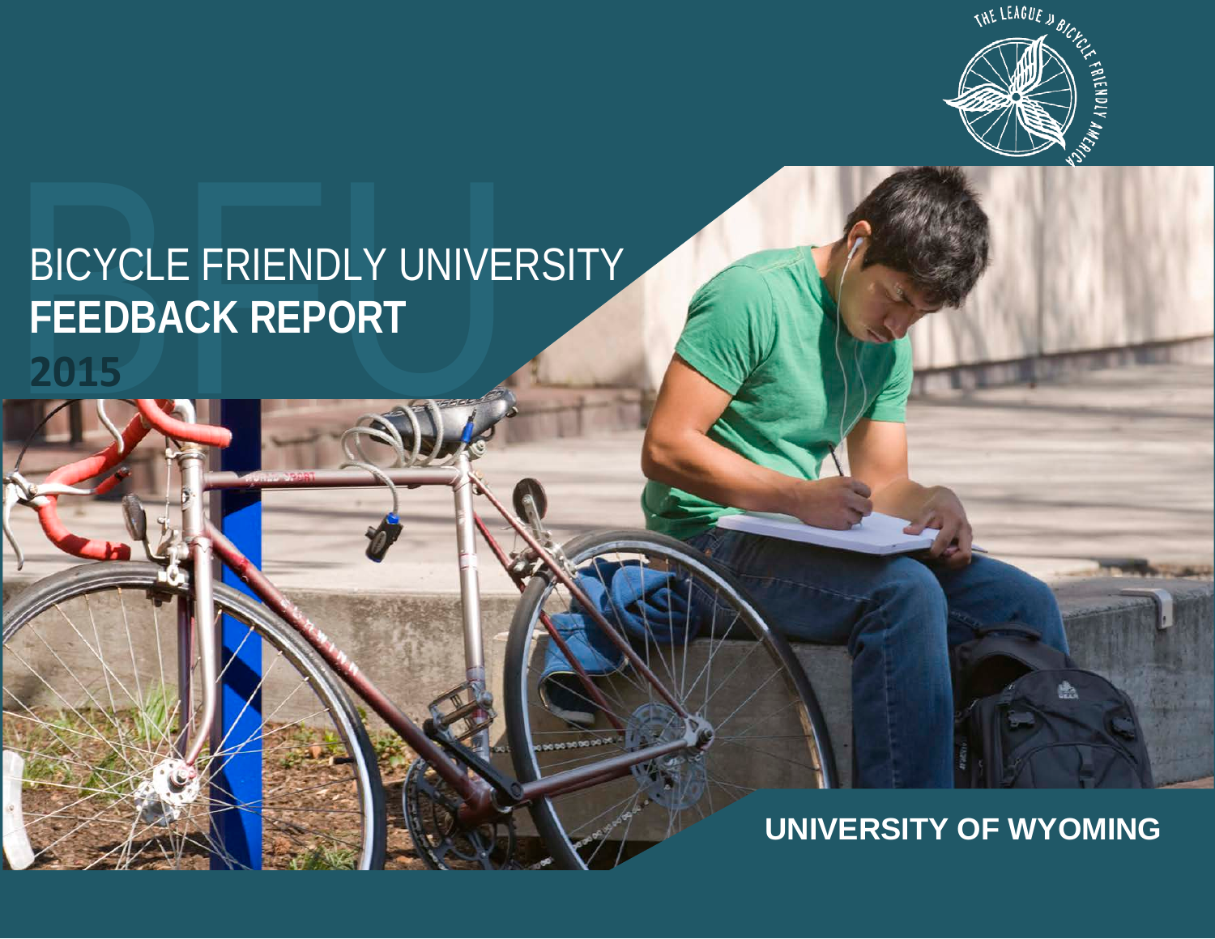# BICYCLE FRIENDLY UNIVERSITY

# FEEDBACK REPORT

**2015**

**UNIVERSITY OF WYOMING**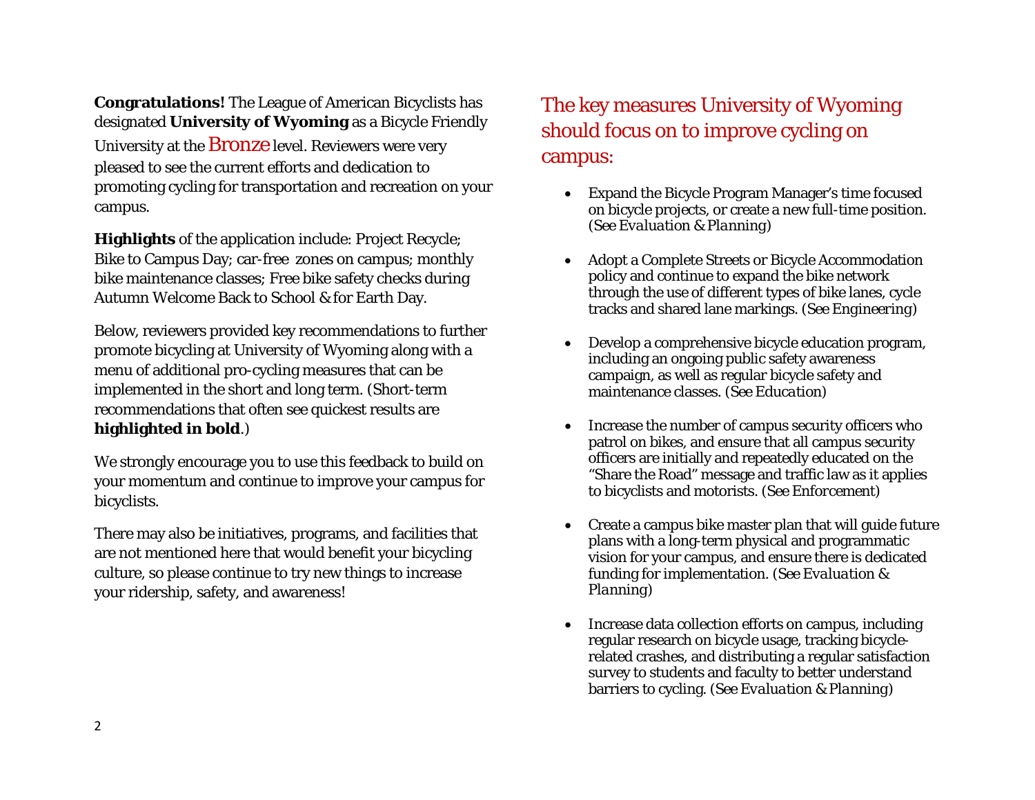**Congratulations!** The League of American Bicyclists has designated **University of Wyoming** as a Bicycle Friendly University at the Bronze level. Reviewers were very pleased to see the current efforts and dedication to promoting cycling for transportation and recreation on your campus.

**Highlights** of the application include: Project Recycle; Bike to Campus Day; car-free zones on campus; monthly bike maintenance classes; Free bike safety checks during Autumn Welcome Back to School & for Earth Day.

Below, reviewers provided key recommendations to further promote bicycling at University of Wyoming along with a menu of additional pro-cycling measures that can be implemented in the short and long term. (Short-term recommendations that often see quickest results are **highlighted in bold**.)

We strongly encourage you to use this feedback to build on your momentum and continue to improve your campus for bicyclists.

There may also be initiatives, programs, and facilities that are not mentioned here that would benefit your bicycling culture, so please continue to try new things to increase your ridership, safety, and awareness!

## The key measures University of Wyoming should focus on to improve cycling on campus:

- Expand the Bicycle Program Manager's time focused on bicycle projects, or create a new full-time position. (See *Evaluation & Planning*)
- Adopt a Complete Streets or Bicycle Accommodation policy and continue to expand the bike network through the use of different types of bike lanes, cycle tracks and shared lane markings. (See *Engineering*)
- Develop a comprehensive bicycle education program, including an ongoing public safety awareness campaign, as well as regular bicycle safety and maintenance classes. (See *Education*)
- Increase the number of campus security officers who patrol on bikes, and ensure that all campus security officers are initially and repeatedly educated on the "Share the Road" message and traffic law as it applies to bicyclists and motorists. (See *Enforcement*)
- Create a campus bike master plan that will guide future plans with a long-term physical and programmatic vision for your campus, and ensure there is dedicated funding for implementation. (See *Evaluation & Planning*)
- Increase data collection efforts on campus, including regular research on bicycle usage, tracking bicycle-related crashes, and distributing a regular satisfaction survey to students and faculty to better understand barriers to cycling. (See *Evaluation & Planning*)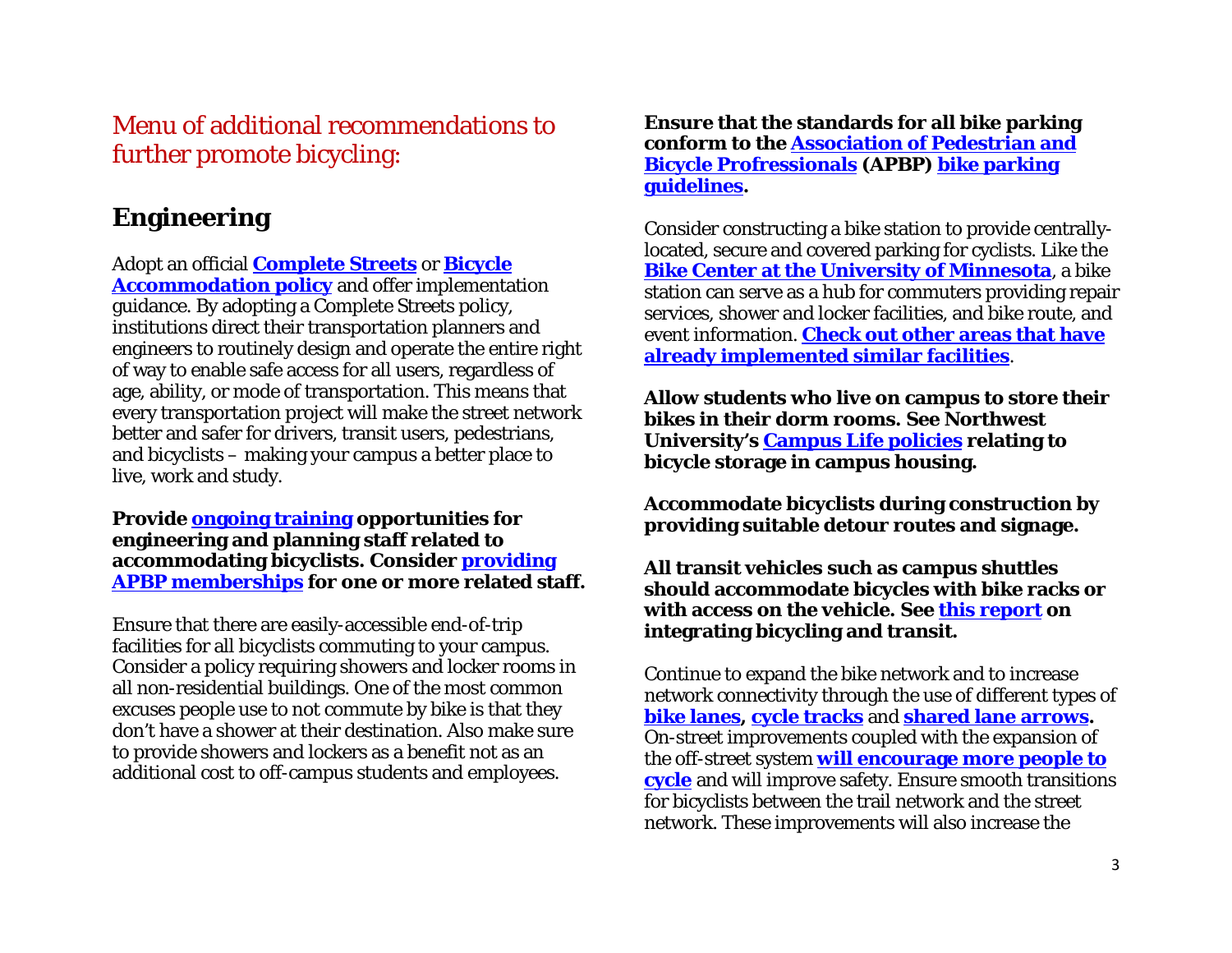Menu of additional recommendations to further promote bicycling:

## Engineering

Adopt an official **Complete Streets** or **Bicycle Accommodation policy** and offer implementation guidance. By adopting a Complete Streets policy, institutions direct their transportation planners and engineers to routinely design and operate the entire right of way to enable safe access for all users, regardless of age, ability, or mode of transportation. This means that every transportation project will make the street network better and safer for drivers, transit users, pedestrians, and bicyclists – making your campus a better place to live, work and study.

**Provide ongoing training opportunities for engineering and planning staff related to accommodating bicyclists. Consider providing APBP memberships for one or more related staff.**

Ensure that there are easily-accessible end-of-trip facilities for all bicyclists commuting to your campus. Consider a policy requiring showers and locker rooms in all non-residential buildings. One of the most common excuses people use to not commute by bike is that they don't have a shower at their destination. Also make sure to provide showers and lockers as a benefit not as an additional cost to off-campus students and employees.

**Ensure that the standards for all bike parking conform to the Association of Pedestrian and Bicycle Profressionals (APBP) bike parking guidelines.**

Consider constructing a bike station to provide centrally-located, secure and covered parking for cyclists. Like the **Bike Center at the University of Minnesota**, a bike station can serve as a hub for commuters providing repair services, shower and locker facilities, and bike route, and event information. **Check out other areas that have already implemented similar facilities**.

**Allow students who live on campus to store their bikes in their dorm rooms. See Northwest University's Campus Life policies relating to bicycle storage in campus housing.**

**Accommodate bicyclists during construction by providing suitable detour routes and signage.**

**All transit vehicles such as campus shuttles should accommodate bicycles with bike racks or with access on the vehicle. See this report on integrating bicycling and transit.**

Continue to expand the bike network and to increase network connectivity through the use of different types of **bike lanes**, **cycle tracks** and **shared lane arrows**. On-street improvements coupled with the expansion of the off-street system **will encourage more people to cycle** and will improve safety. Ensure smooth transitions for bicyclists between the trail network and the street network. These improvements will also increase the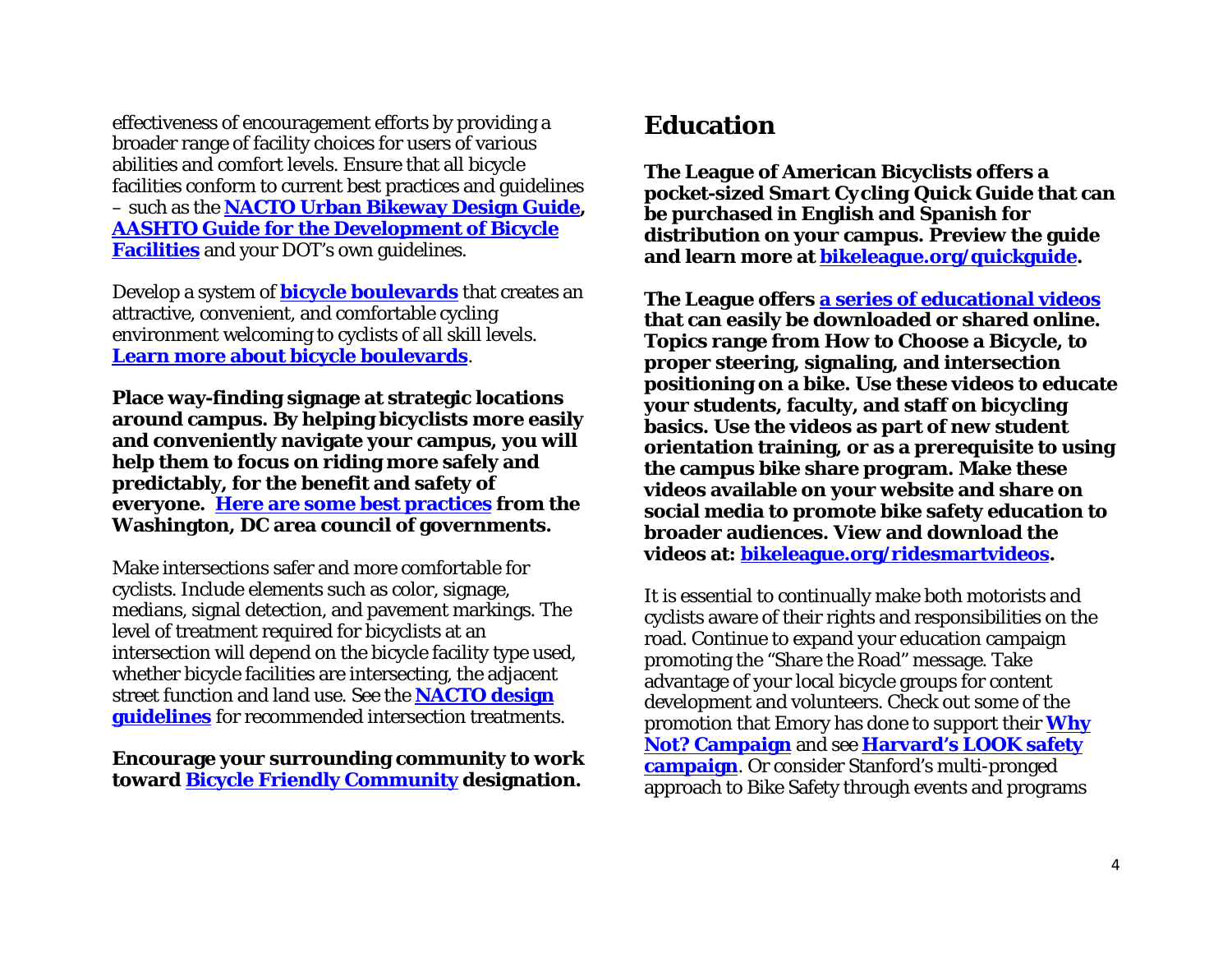effectiveness of encouragement efforts by providing a broader range of facility choices for users of various abilities and comfort levels. Ensure that all bicycle facilities conform to current best practices and guidelines – such as the **NACTO Urban Bikeway Design Guide**, **AASHTO Guide for the Development of Bicycle Facilities** and your DOT's own guidelines.

Develop a system of **bicycle boulevards** that creates an attractive, convenient, and comfortable cycling environment welcoming to cyclists of all skill levels. **Learn more about bicycle boulevards**.

**Place way-finding signage at strategic locations around campus. By helping bicyclists more easily and conveniently navigate your campus, you will help them to focus on riding more safely and predictably, for the benefit and safety of everyone. Here are some best practices from the Washington, DC area council of governments.**

Make intersections safer and more comfortable for cyclists. Include elements such as color, signage, medians, signal detection, and pavement markings. The level of treatment required for bicyclists at an intersection will depend on the bicycle facility type used, whether bicycle facilities are intersecting, the adjacent street function and land use. See the **NACTO design guidelines** for recommended intersection treatments.

**Encourage your surrounding community to work toward Bicycle Friendly Community designation.**

## Education

**The League of American Bicyclists offers a pocket-sized *Smart Cycling Quick Guide* that can be purchased in English and Spanish for distribution on your campus. Preview the guide and learn more at bikeleague.org/quickguide.**

**The League offers a series of educational videos that can easily be downloaded or shared online. Topics range from How to Choose a Bicycle, to proper steering, signaling, and intersection positioning on a bike. Use these videos to educate your students, faculty, and staff on bicycling basics. Use the videos as part of new student orientation training, or as a prerequisite to using the campus bike share program. Make these videos available on your website and share on social media to promote bike safety education to broader audiences. View and download the videos at: bikeleague.org/ridesmartvideos.**

It is essential to continually make both motorists and cyclists aware of their rights and responsibilities on the road. Continue to expand your education campaign promoting the "Share the Road" message. Take advantage of your local bicycle groups for content development and volunteers. Check out some of the promotion that Emory has done to support their **Why Not? Campaign** and see **Harvard's LOOK safety campaign**. Or consider Stanford's multi-pronged approach to Bike Safety through events and programs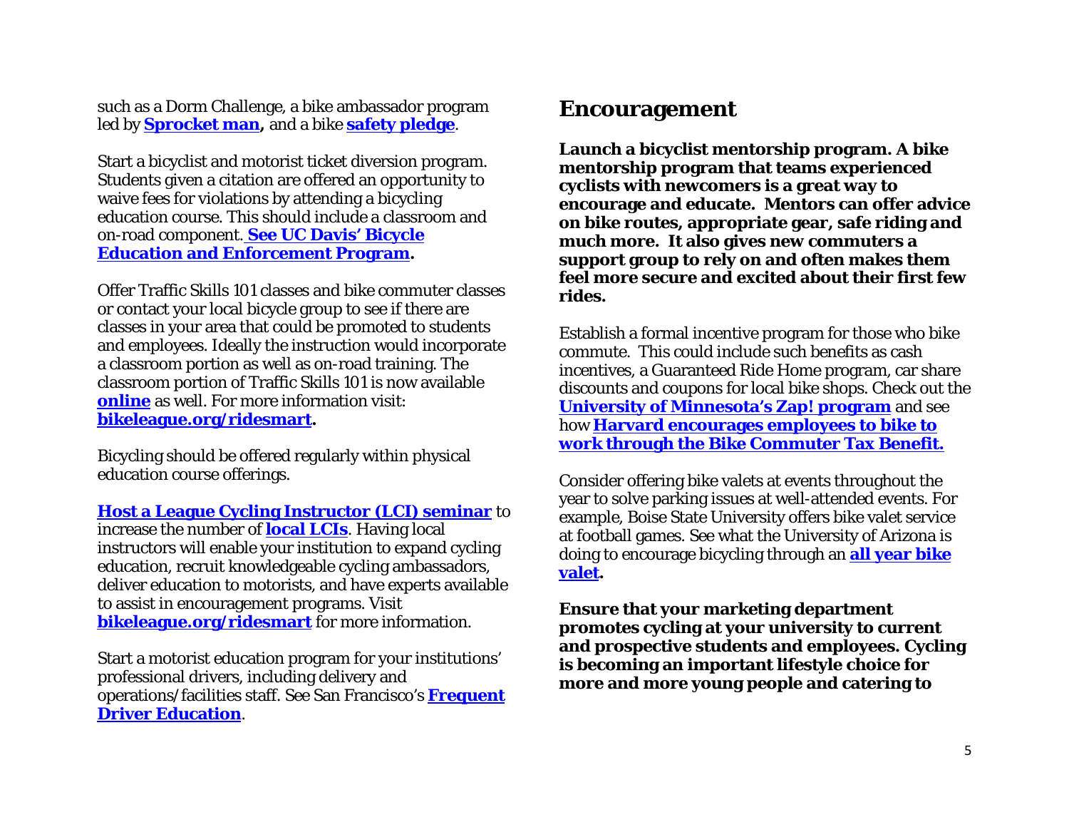such as a Dorm Challenge, a bike ambassador program led by **Sprocket man**, and a bike **safety pledge**.

Start a bicyclist and motorist ticket diversion program. Students given a citation are offered an opportunity to waive fees for violations by attending a bicycling education course. This should include a classroom and on-road component. **See UC Davis' Bicycle Education and Enforcement Program.**

Offer Traffic Skills 101 classes and bike commuter classes or contact your local bicycle group to see if there are classes in your area that could be promoted to students and employees. Ideally the instruction would incorporate a classroom portion as well as on-road training. The classroom portion of Traffic Skills 101 is now available **online** as well. For more information visit: **bikeleague.org/ridesmart.**

Bicycling should be offered regularly within physical education course offerings.

**Host a League Cycling Instructor (LCI) seminar** to increase the number of **local LCIs**. Having local instructors will enable your institution to expand cycling education, recruit knowledgeable cycling ambassadors, deliver education to motorists, and have experts available to assist in encouragement programs. Visit **bikeleague.org/ridesmart** for more information.

Start a motorist education program for your institutions' professional drivers, including delivery and operations/facilities staff. See San Francisco's **Frequent Driver Education**.

## Encouragement

**Launch a bicyclist mentorship program. A bike mentorship program that teams experienced cyclists with newcomers is a great way to encourage and educate. Mentors can offer advice on bike routes, appropriate gear, safe riding and much more. It also gives new commuters a support group to rely on and often makes them feel more secure and excited about their first few rides.**

Establish a formal incentive program for those who bike commute. This could include such benefits as cash incentives, a Guaranteed Ride Home program, car share discounts and coupons for local bike shops. Check out the **University of Minnesota's Zap! program** and see how **Harvard encourages employees to bike to work through the Bike Commuter Tax Benefit.**

Consider offering bike valets at events throughout the year to solve parking issues at well-attended events. For example, Boise State University offers bike valet service at football games. See what the University of Arizona is doing to encourage bicycling through an **all year bike valet.**

**Ensure that your marketing department promotes cycling at your university to current and prospective students and employees. Cycling is becoming an important lifestyle choice for more and more young people and catering to**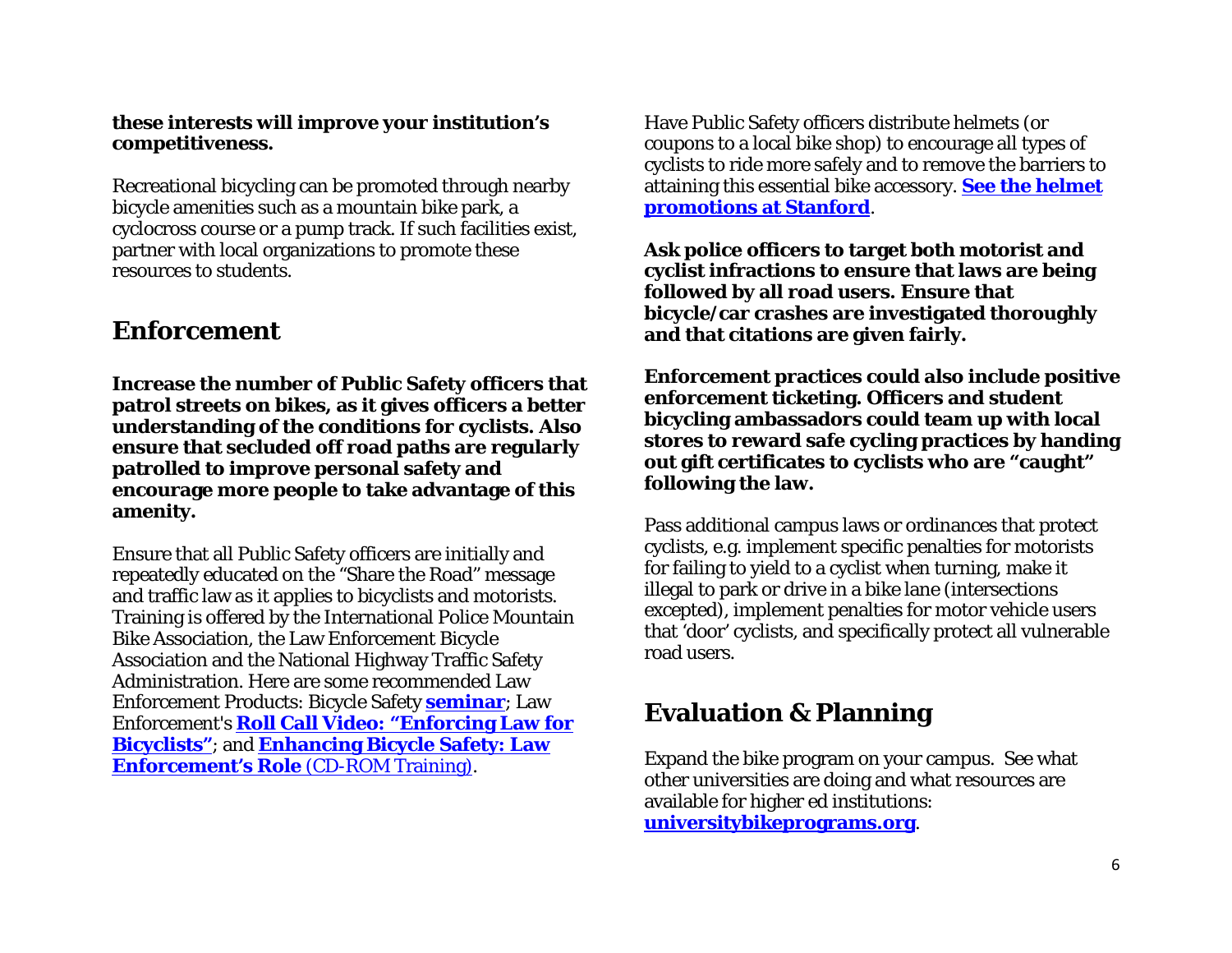**these interests will improve your institution's competitiveness.**

Recreational bicycling can be promoted through nearby bicycle amenities such as a mountain bike park, a cyclocross course or a pump track. If such facilities exist, partner with local organizations to promote these resources to students.

## Enforcement

**Increase the number of Public Safety officers that patrol streets on bikes, as it gives officers a better understanding of the conditions for cyclists. Also ensure that secluded off road paths are regularly patrolled to improve personal safety and encourage more people to take advantage of this amenity.**

Ensure that all Public Safety officers are initially and repeatedly educated on the "Share the Road" message and traffic law as it applies to bicyclists and motorists. Training is offered by the International Police Mountain Bike Association, the Law Enforcement Bicycle Association and the National Highway Traffic Safety Administration. Here are some recommended Law Enforcement Products: Bicycle Safety **seminar**; Law Enforcement's **Roll Call Video: "Enforcing Law for Bicyclists"**; and **Enhancing Bicycle Safety: Law Enforcement's Role** (CD-ROM Training).

Have Public Safety officers distribute helmets (or coupons to a local bike shop) to encourage all types of cyclists to ride more safely and to remove the barriers to attaining this essential bike accessory. **See the helmet promotions at Stanford**.

**Ask police officers to target both motorist and cyclist infractions to ensure that laws are being followed by all road users. Ensure that bicycle/car crashes are investigated thoroughly and that citations are given fairly.**

**Enforcement practices could also include positive enforcement ticketing. Officers and student bicycling ambassadors could team up with local stores to reward safe cycling practices by handing out gift certificates to cyclists who are "caught" following the law.**

Pass additional campus laws or ordinances that protect cyclists, e.g. implement specific penalties for motorists for failing to yield to a cyclist when turning, make it illegal to park or drive in a bike lane (intersections excepted), implement penalties for motor vehicle users that 'door' cyclists, and specifically protect all vulnerable road users.

## Evaluation & Planning

Expand the bike program on your campus. See what other universities are doing and what resources are available for higher ed institutions: **universitybikeprograms.org**.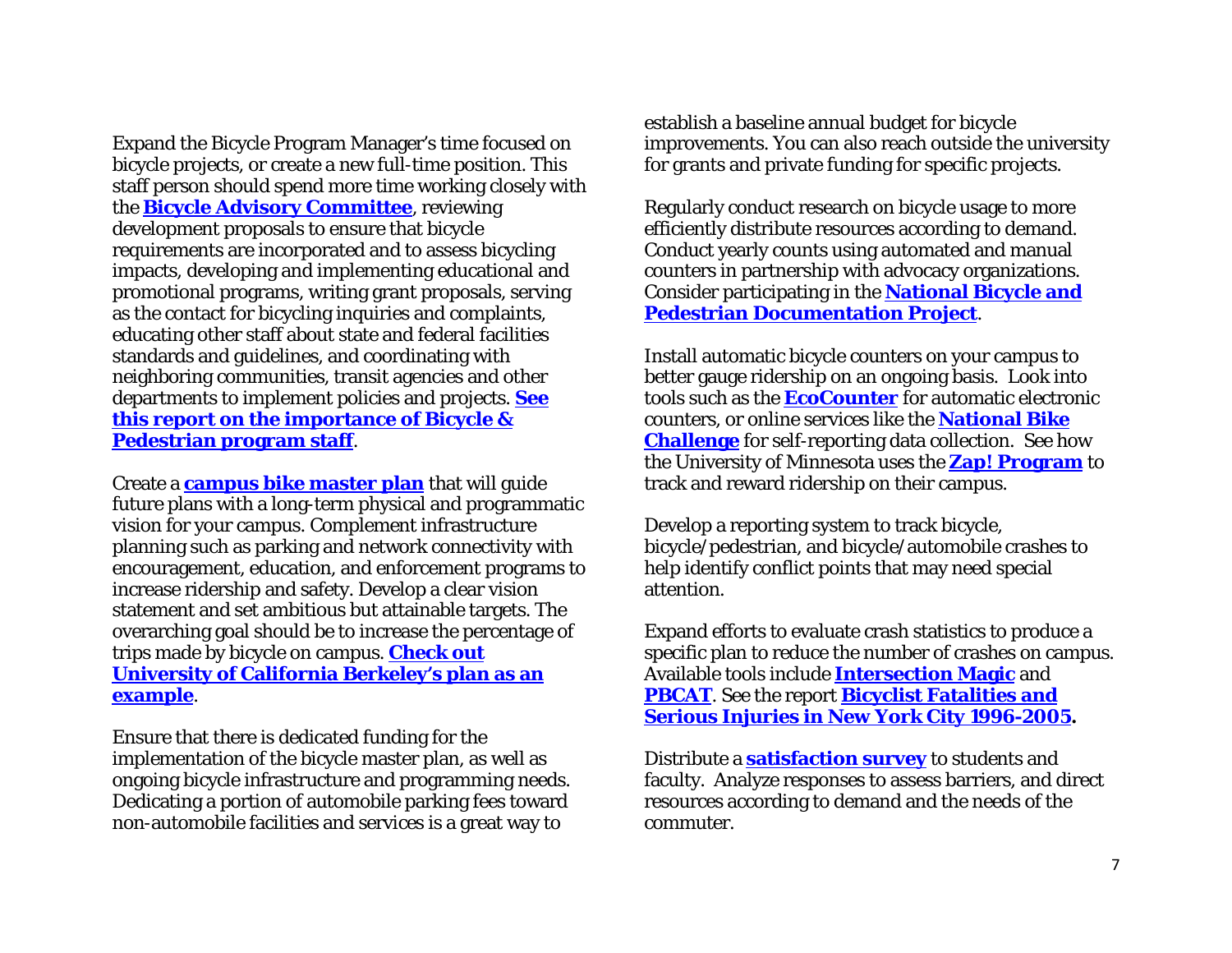Expand the Bicycle Program Manager's time focused on bicycle projects, or create a new full-time position. This staff person should spend more time working closely with the **Bicycle Advisory Committee**, reviewing development proposals to ensure that bicycle requirements are incorporated and to assess bicycling impacts, developing and implementing educational and promotional programs, writing grant proposals, serving as the contact for bicycling inquiries and complaints, educating other staff about state and federal facilities standards and guidelines, and coordinating with neighboring communities, transit agencies and other departments to implement policies and projects. **See this report on the importance of Bicycle & Pedestrian program staff**.

Create a **campus bike master plan** that will guide future plans with a long-term physical and programmatic vision for your campus. Complement infrastructure planning such as parking and network connectivity with encouragement, education, and enforcement programs to increase ridership and safety. Develop a clear vision statement and set ambitious but attainable targets. The overarching goal should be to increase the percentage of trips made by bicycle on campus. **Check out University of California Berkeley's plan as an example**.

Ensure that there is dedicated funding for the implementation of the bicycle master plan, as well as ongoing bicycle infrastructure and programming needs. Dedicating a portion of automobile parking fees toward non-automobile facilities and services is a great way to establish a baseline annual budget for bicycle improvements. You can also reach outside the university for grants and private funding for specific projects.

Regularly conduct research on bicycle usage to more efficiently distribute resources according to demand. Conduct yearly counts using automated and manual counters in partnership with advocacy organizations. Consider participating in the **National Bicycle and Pedestrian Documentation Project**.

Install automatic bicycle counters on your campus to better gauge ridership on an ongoing basis. Look into tools such as the **EcoCounter** for automatic electronic counters, or online services like the **National Bike Challenge** for self-reporting data collection. See how the University of Minnesota uses the **Zap! Program** to track and reward ridership on their campus.

Develop a reporting system to track bicycle, bicycle/pedestrian, and bicycle/automobile crashes to help identify conflict points that may need special attention.

Expand efforts to evaluate crash statistics to produce a specific plan to reduce the number of crashes on campus. Available tools include **Intersection Magic** and **PBCAT**. See the report **Bicyclist Fatalities and Serious Injuries in New York City 1996-2005.**

Distribute a **satisfaction survey** to students and faculty. Analyze responses to assess barriers, and direct resources according to demand and the needs of the commuter.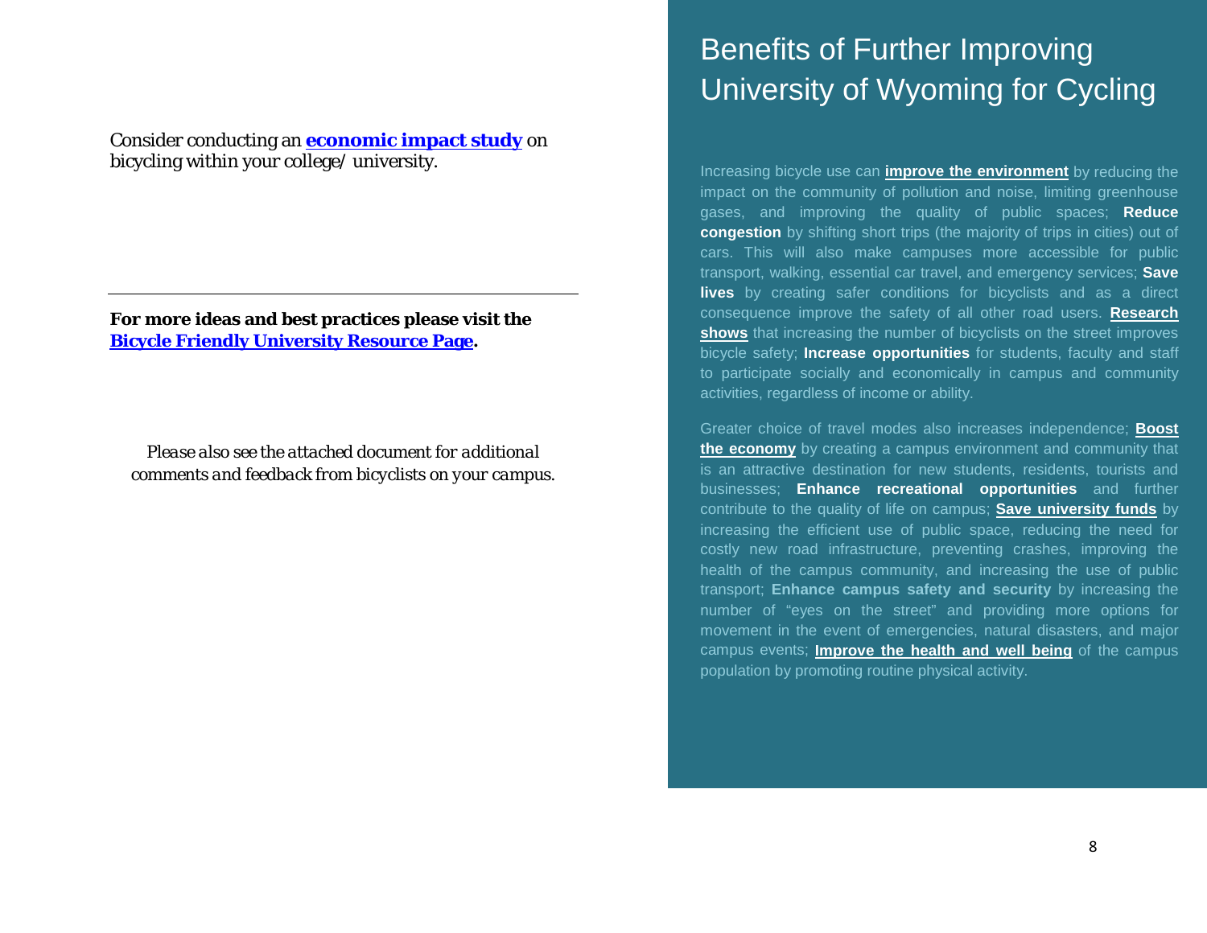Consider conducting an **economic impact study** on bicycling within your college/ university.

---

**For more ideas and best practices please visit the Bicycle Friendly University Resource Page.**

*Please also see the attached document for additional comments and feedback from bicyclists on your campus.*

# Benefits of Further Improving University of Wyoming for Cycling

Increasing bicycle use can **improve the environment** by reducing the impact on the community of pollution and noise, limiting greenhouse gases, and improving the quality of public spaces; **Reduce congestion** by shifting short trips (the majority of trips in cities) out of cars. This will also make campuses more accessible for public transport, walking, essential car travel, and emergency services; **Save lives** by creating safer conditions for bicyclists and as a direct consequence improve the safety of all other road users. **Research shows** that increasing the number of bicyclists on the street improves bicycle safety; **Increase opportunities** for students, faculty and staff to participate socially and economically in campus and community activities, regardless of income or ability.

Greater choice of travel modes also increases independence; **Boost the economy** by creating a campus environment and community that is an attractive destination for new students, residents, tourists and businesses; **Enhance recreational opportunities** and further contribute to the quality of life on campus; **Save university funds** by increasing the efficient use of public space, reducing the need for costly new road infrastructure, preventing crashes, improving the health of the campus community, and increasing the use of public transport; **Enhance campus safety and security** by increasing the number of "eyes on the street" and providing more options for movement in the event of emergencies, natural disasters, and major campus events; **Improve the health and well being** of the campus population by promoting routine physical activity.